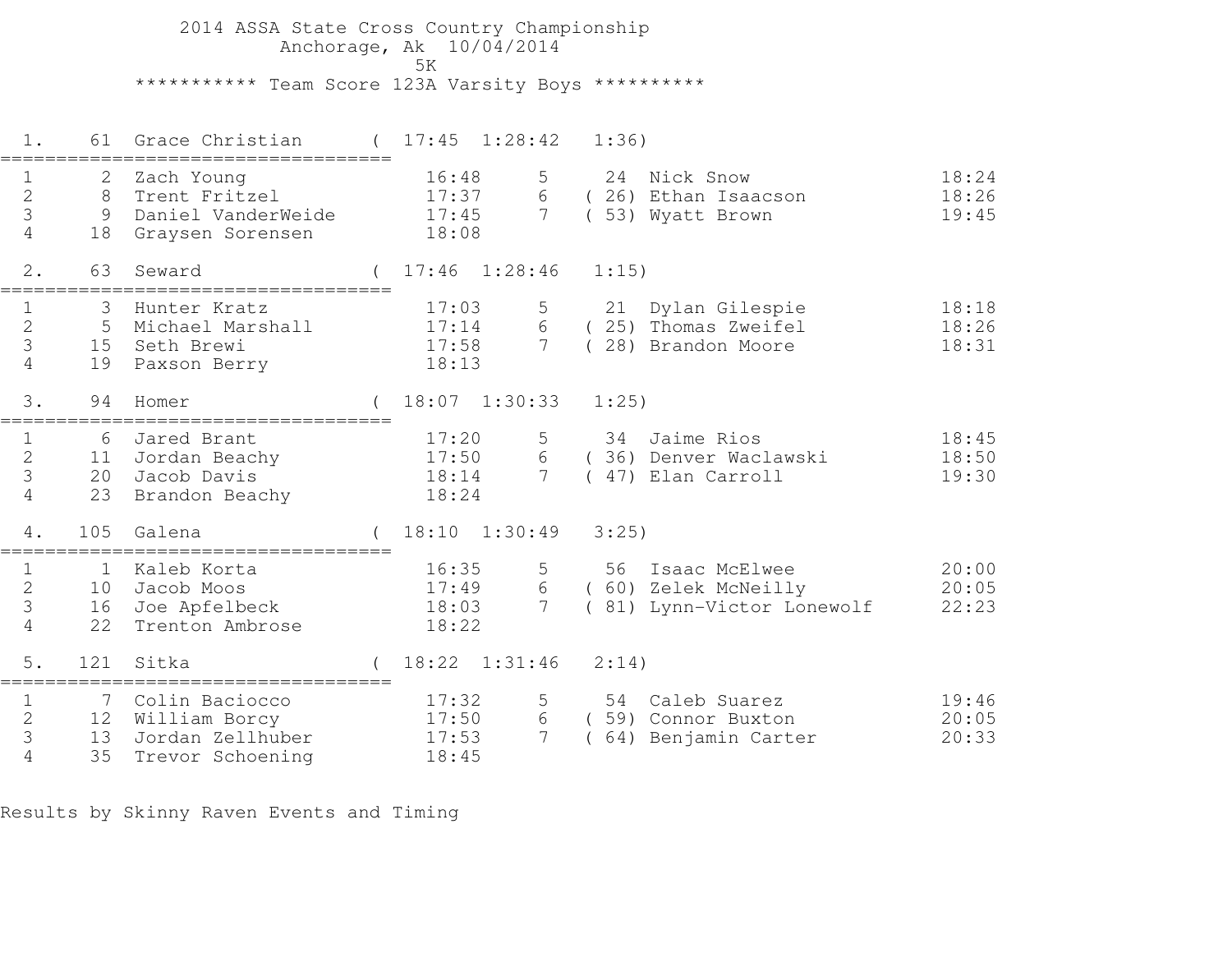# 2014 ASSA State Cross Country Championship

Anchorage, Ak 10/04/2014

5K

## *********** Team Score 123A Varsity Boys **********

### 1. 61 Grace Christian ( 17:45 1:28:42 1:36)

| # | Place | Name | Time | # | Place | Name | Time |
|---|---|---|---|---|---|---|---|
| 1 | 2 | Zach Young | 16:48 | 5 | 24 | Nick Snow | 18:24 |
| 2 | 8 | Trent Fritzel | 17:37 | 6 | ( 26) | Ethan Isaacson | 18:26 |
| 3 | 9 | Daniel VanderWeide | 17:45 | 7 | ( 53) | Wyatt Brown | 19:45 |
| 4 | 18 | Graysen Sorensen | 18:08 | | | | |

### 2. 63 Seward ( 17:46 1:28:46 1:15)

| # | Place | Name | Time | # | Place | Name | Time |
|---|---|---|---|---|---|---|---|
| 1 | 3 | Hunter Kratz | 17:03 | 5 | 21 | Dylan Gilespie | 18:18 |
| 2 | 5 | Michael Marshall | 17:14 | 6 | ( 25) | Thomas Zweifel | 18:26 |
| 3 | 15 | Seth Brewi | 17:58 | 7 | ( 28) | Brandon Moore | 18:31 |
| 4 | 19 | Paxson Berry | 18:13 | | | | |

### 3. 94 Homer ( 18:07 1:30:33 1:25)

| # | Place | Name | Time | # | Place | Name | Time |
|---|---|---|---|---|---|---|---|
| 1 | 6 | Jared Brant | 17:20 | 5 | 34 | Jaime Rios | 18:45 |
| 2 | 11 | Jordan Beachy | 17:50 | 6 | ( 36) | Denver Waclawski | 18:50 |
| 3 | 20 | Jacob Davis | 18:14 | 7 | ( 47) | Elan Carroll | 19:30 |
| 4 | 23 | Brandon Beachy | 18:24 | | | | |

### 4. 105 Galena ( 18:10 1:30:49 3:25)

| # | Place | Name | Time | # | Place | Name | Time |
|---|---|---|---|---|---|---|---|
| 1 | 1 | Kaleb Korta | 16:35 | 5 | 56 | Isaac McElwee | 20:00 |
| 2 | 10 | Jacob Moos | 17:49 | 6 | ( 60) | Zelek McNeilly | 20:05 |
| 3 | 16 | Joe Apfelbeck | 18:03 | 7 | ( 81) | Lynn-Victor Lonewolf | 22:23 |
| 4 | 22 | Trenton Ambrose | 18:22 | | | | |

### 5. 121 Sitka ( 18:22 1:31:46 2:14)

| # | Place | Name | Time | # | Place | Name | Time |
|---|---|---|---|---|---|---|---|
| 1 | 7 | Colin Baciocco | 17:32 | 5 | 54 | Caleb Suarez | 19:46 |
| 2 | 12 | William Borcy | 17:50 | 6 | ( 59) | Connor Buxton | 20:05 |
| 3 | 13 | Jordan Zellhuber | 17:53 | 7 | ( 64) | Benjamin Carter | 20:33 |
| 4 | 35 | Trevor Schoening | 18:45 | | | | |

Results by Skinny Raven Events and Timing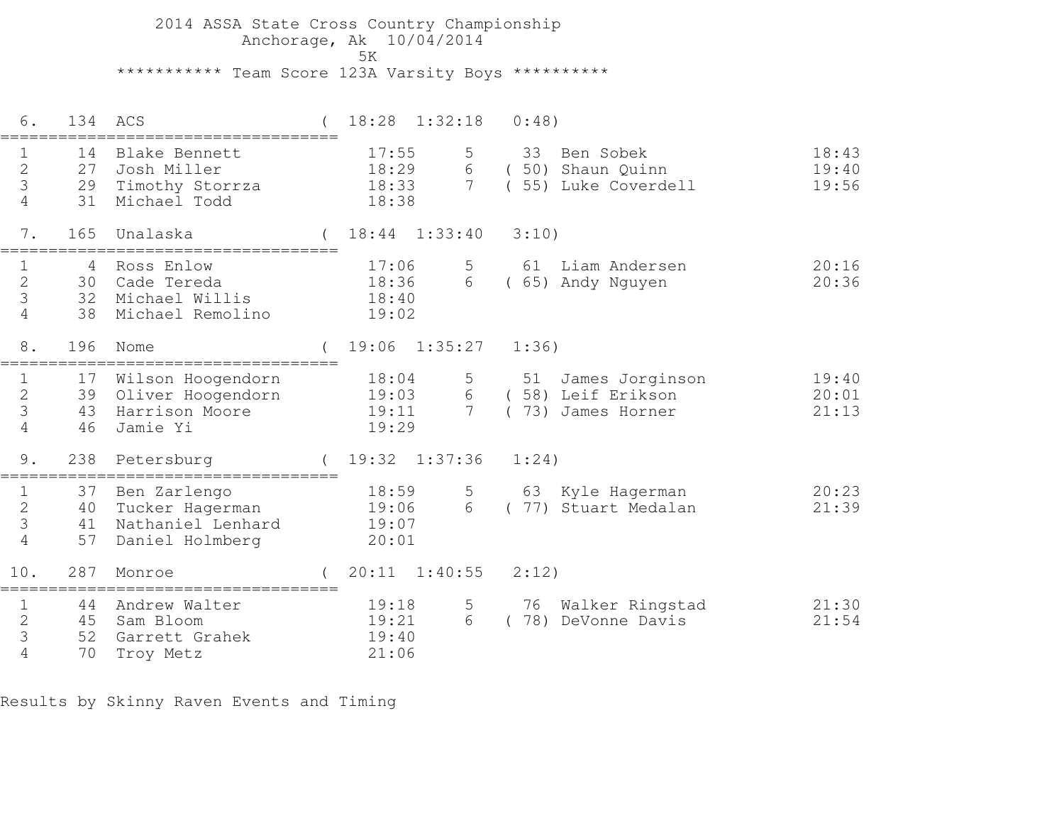2014 ASSA State Cross Country Championship
Anchorage, Ak 10/04/2014
5K

*********** Team Score 123A Varsity Boys **********

6. 134 ACS ( 18:28 1:32:18 0:48)

| # | Place | Name | Time | # | Place | Name | Time |
|---|---|---|---|---|---|---|---|
| 1 | 14 | Blake Bennett | 17:55 | 5 | 33 | Ben Sobek | 18:43 |
| 2 | 27 | Josh Miller | 18:29 | 6 | ( 50) | Shaun Quinn | 19:40 |
| 3 | 29 | Timothy Storrza | 18:33 | 7 | ( 55) | Luke Coverdell | 19:56 |
| 4 | 31 | Michael Todd | 18:38 | | | | |

7. 165 Unalaska ( 18:44 1:33:40 3:10)

| # | Place | Name | Time | # | Place | Name | Time |
|---|---|---|---|---|---|---|---|
| 1 | 4 | Ross Enlow | 17:06 | 5 | 61 | Liam Andersen | 20:16 |
| 2 | 30 | Cade Tereda | 18:36 | 6 | ( 65) | Andy Nguyen | 20:36 |
| 3 | 32 | Michael Willis | 18:40 | | | | |
| 4 | 38 | Michael Remolino | 19:02 | | | | |

8. 196 Nome ( 19:06 1:35:27 1:36)

| # | Place | Name | Time | # | Place | Name | Time |
|---|---|---|---|---|---|---|---|
| 1 | 17 | Wilson Hoogendorn | 18:04 | 5 | 51 | James Jorginson | 19:40 |
| 2 | 39 | Oliver Hoogendorn | 19:03 | 6 | ( 58) | Leif Erikson | 20:01 |
| 3 | 43 | Harrison Moore | 19:11 | 7 | ( 73) | James Horner | 21:13 |
| 4 | 46 | Jamie Yi | 19:29 | | | | |

9. 238 Petersburg ( 19:32 1:37:36 1:24)

| # | Place | Name | Time | # | Place | Name | Time |
|---|---|---|---|---|---|---|---|
| 1 | 37 | Ben Zarlengo | 18:59 | 5 | 63 | Kyle Hagerman | 20:23 |
| 2 | 40 | Tucker Hagerman | 19:06 | 6 | ( 77) | Stuart Medalan | 21:39 |
| 3 | 41 | Nathaniel Lenhard | 19:07 | | | | |
| 4 | 57 | Daniel Holmberg | 20:01 | | | | |

10. 287 Monroe ( 20:11 1:40:55 2:12)

| # | Place | Name | Time | # | Place | Name | Time |
|---|---|---|---|---|---|---|---|
| 1 | 44 | Andrew Walter | 19:18 | 5 | 76 | Walker Ringstad | 21:30 |
| 2 | 45 | Sam Bloom | 19:21 | 6 | ( 78) | DeVonne Davis | 21:54 |
| 3 | 52 | Garrett Grahek | 19:40 | | | | |
| 4 | 70 | Troy Metz | 21:06 | | | | |

Results by Skinny Raven Events and Timing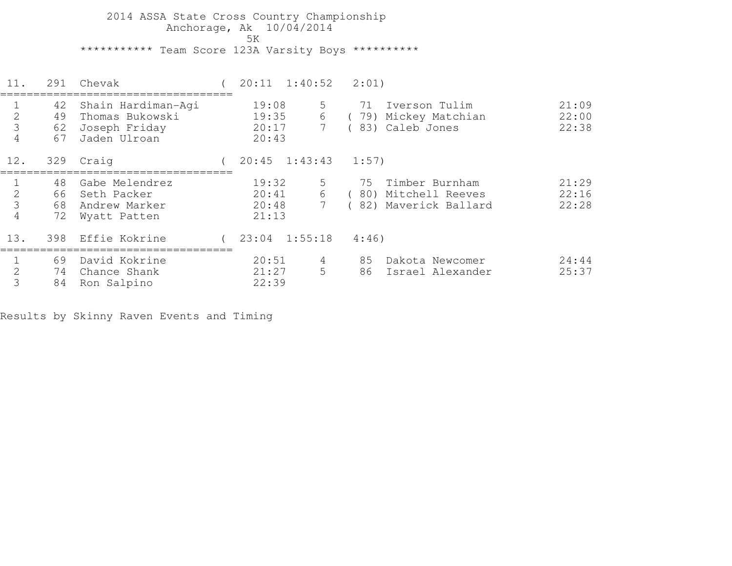2014 ASSA State Cross Country Championship
Anchorage, Ak 10/04/2014
5K

*********** Team Score 123A Varsity Boys **********

**11. 291 Chevak ( 20:11 1:40:52 2:01)**

| | | | | | | | |
|---|---|---|---|---|---|---|---|
| 1 | 42 | Shain Hardiman-Agi | 19:08 | 5 | 71 | Iverson Tulim | 21:09 |
| 2 | 49 | Thomas Bukowski | 19:35 | 6 | ( 79) | Mickey Matchian | 22:00 |
| 3 | 62 | Joseph Friday | 20:17 | 7 | ( 83) | Caleb Jones | 22:38 |
| 4 | 67 | Jaden Ulroan | 20:43 | | | | |

**12. 329 Craig ( 20:45 1:43:43 1:57)**

| | | | | | | | |
|---|---|---|---|---|---|---|---|
| 1 | 48 | Gabe Melendrez | 19:32 | 5 | 75 | Timber Burnham | 21:29 |
| 2 | 66 | Seth Packer | 20:41 | 6 | ( 80) | Mitchell Reeves | 22:16 |
| 3 | 68 | Andrew Marker | 20:48 | 7 | ( 82) | Maverick Ballard | 22:28 |
| 4 | 72 | Wyatt Patten | 21:13 | | | | |

**13. 398 Effie Kokrine ( 23:04 1:55:18 4:46)**

| | | | | | | | |
|---|---|---|---|---|---|---|---|
| 1 | 69 | David Kokrine | 20:51 | 4 | 85 | Dakota Newcomer | 24:44 |
| 2 | 74 | Chance Shank | 21:27 | 5 | 86 | Israel Alexander | 25:37 |
| 3 | 84 | Ron Salpino | 22:39 | | | | |

Results by Skinny Raven Events and Timing